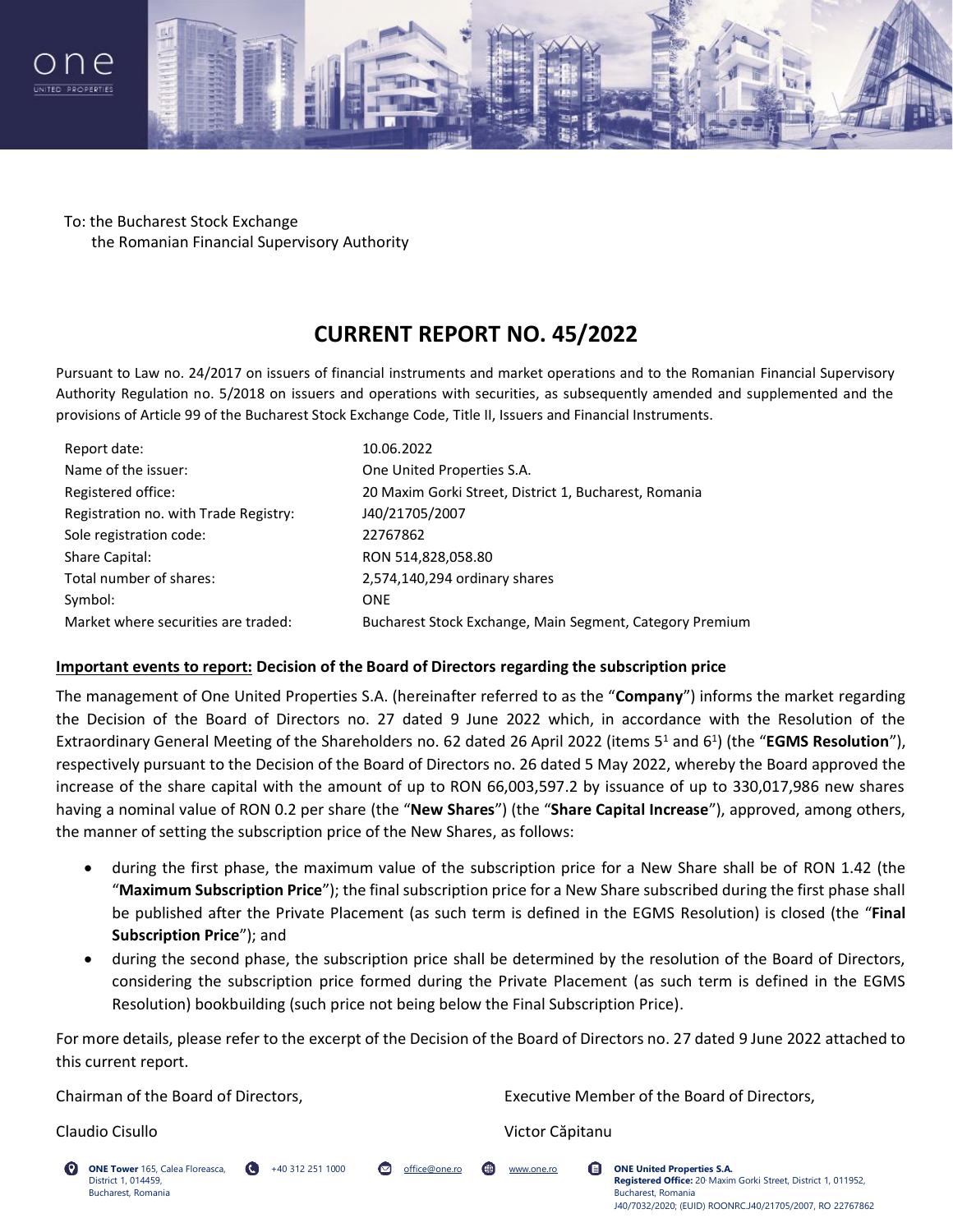To: the Bucharest Stock Exchange
the Romanian Financial Supervisory Authority

# CURRENT REPORT NO. 45/2022

Pursuant to Law no. 24/2017 on issuers of financial instruments and market operations and to the Romanian Financial Supervisory Authority Regulation no. 5/2018 on issuers and operations with securities, as subsequently amended and supplemented and the provisions of Article 99 of the Bucharest Stock Exchange Code, Title II, Issuers and Financial Instruments.

| | |
|---|---|
| Report date: | 10.06.2022 |
| Name of the issuer: | One United Properties S.A. |
| Registered office: | 20 Maxim Gorki Street, District 1, Bucharest, Romania |
| Registration no. with Trade Registry: | J40/21705/2007 |
| Sole registration code: | 22767862 |
| Share Capital: | RON 514,828,058.80 |
| Total number of shares: | 2,574,140,294 ordinary shares |
| Symbol: | ONE |
| Market where securities are traded: | Bucharest Stock Exchange, Main Segment, Category Premium |

**Important events to report: Decision of the Board of Directors regarding the subscription price**

The management of One United Properties S.A. (hereinafter referred to as the "**Company**") informs the market regarding the Decision of the Board of Directors no. 27 dated 9 June 2022 which, in accordance with the Resolution of the Extraordinary General Meeting of the Shareholders no. 62 dated 26 April 2022 (items 5[1] and 6[1]) (the "**EGMS Resolution**"), respectively pursuant to the Decision of the Board of Directors no. 26 dated 5 May 2022, whereby the Board approved the increase of the share capital with the amount of up to RON 66,003,597.2 by issuance of up to 330,017,986 new shares having a nominal value of RON 0.2 per share (the "**New Shares**") (the "**Share Capital Increase**"), approved, among others, the manner of setting the subscription price of the New Shares, as follows:

- during the first phase, the maximum value of the subscription price for a New Share shall be of RON 1.42 (the "**Maximum Subscription Price**"); the final subscription price for a New Share subscribed during the first phase shall be published after the Private Placement (as such term is defined in the EGMS Resolution) is closed (the "**Final Subscription Price**"); and
- during the second phase, the subscription price shall be determined by the resolution of the Board of Directors, considering the subscription price formed during the Private Placement (as such term is defined in the EGMS Resolution) bookbuilding (such price not being below the Final Subscription Price).

For more details, please refer to the excerpt of the Decision of the Board of Directors no. 27 dated 9 June 2022 attached to this current report.

| | |
|---|---|
| Chairman of the Board of Directors, | Executive Member of the Board of Directors, |
| Claudio Cisullo | Victor Căpitanu |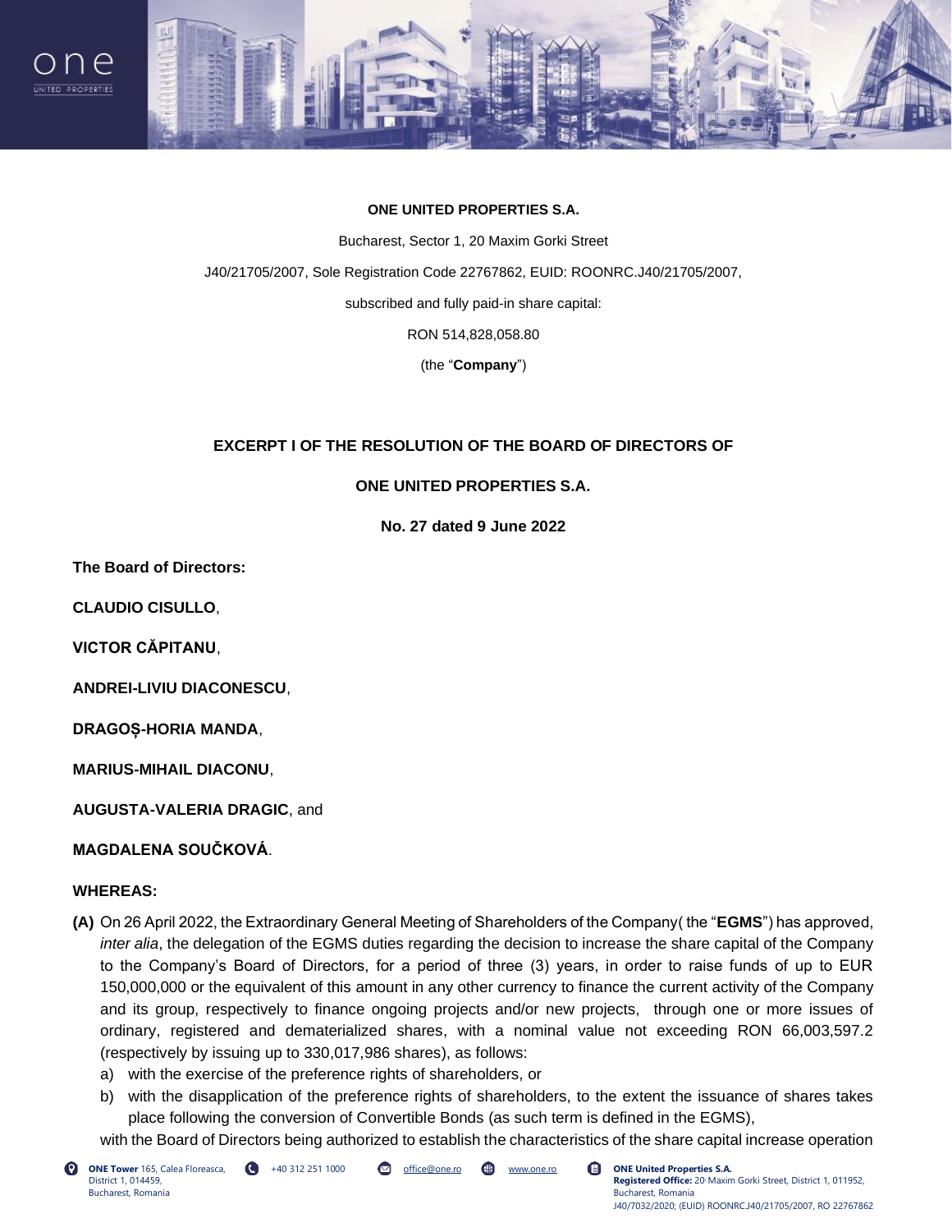**ONE UNITED PROPERTIES S.A.**

Bucharest, Sector 1, 20 Maxim Gorki Street

J40/21705/2007, Sole Registration Code 22767862, EUID: ROONRC.J40/21705/2007,

subscribed and fully paid-in share capital:

RON 514,828,058.80

(the "**Company**")

**EXCERPT I OF THE RESOLUTION OF THE BOARD OF DIRECTORS OF**

**ONE UNITED PROPERTIES S.A.**

**No. 27 dated 9 June 2022**

**The Board of Directors:**

**CLAUDIO CISULLO**,

**VICTOR CĂPITANU**,

**ANDREI-LIVIU DIACONESCU**,

**DRAGOȘ-HORIA MANDA**,

**MARIUS-MIHAIL DIACONU**,

**AUGUSTA-VALERIA DRAGIC**, and

**MAGDALENA SOUČKOVÁ**.

**WHEREAS:**

**(A)** On 26 April 2022, the Extraordinary General Meeting of Shareholders of the Company( the "**EGMS**") has approved, *inter alia*, the delegation of the EGMS duties regarding the decision to increase the share capital of the Company to the Company's Board of Directors, for a period of three (3) years, in order to raise funds of up to EUR 150,000,000 or the equivalent of this amount in any other currency to finance the current activity of the Company and its group, respectively to finance ongoing projects and/or new projects, through one or more issues of ordinary, registered and dematerialized shares, with a nominal value not exceeding RON 66,003,597.2 (respectively by issuing up to 330,017,986 shares), as follows:

a) with the exercise of the preference rights of shareholders, or

b) with the disapplication of the preference rights of shareholders, to the extent the issuance of shares takes place following the conversion of Convertible Bonds (as such term is defined in the EGMS),

with the Board of Directors being authorized to establish the characteristics of the share capital increase operation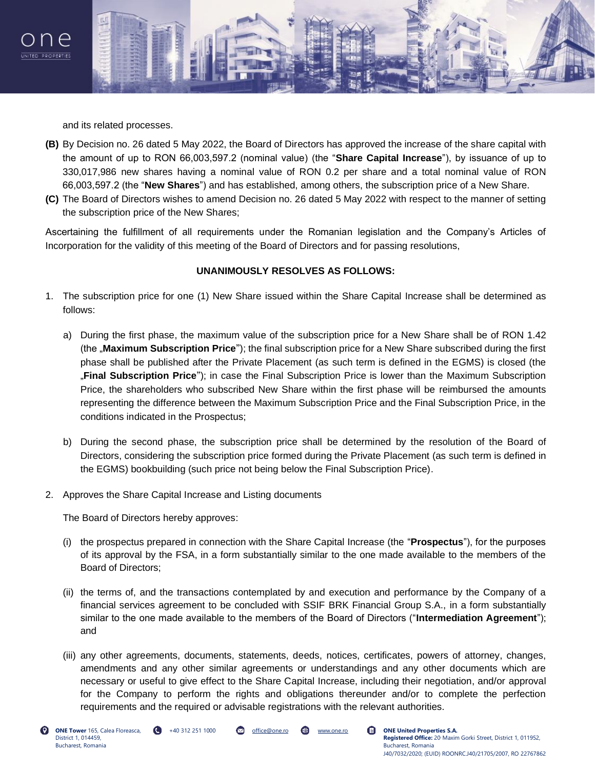and its related processes.

**(B)** By Decision no. 26 dated 5 May 2022, the Board of Directors has approved the increase of the share capital with the amount of up to RON 66,003,597.2 (nominal value) (the "**Share Capital Increase**"), by issuance of up to 330,017,986 new shares having a nominal value of RON 0.2 per share and a total nominal value of RON 66,003,597.2 (the "**New Shares**") and has established, among others, the subscription price of a New Share.

**(C)** The Board of Directors wishes to amend Decision no. 26 dated 5 May 2022 with respect to the manner of setting the subscription price of the New Shares;

Ascertaining the fulfillment of all requirements under the Romanian legislation and the Company's Articles of Incorporation for the validity of this meeting of the Board of Directors and for passing resolutions,

**UNANIMOUSLY RESOLVES AS FOLLOWS:**

1. The subscription price for one (1) New Share issued within the Share Capital Increase shall be determined as follows:

   a) During the first phase, the maximum value of the subscription price for a New Share shall be of RON 1.42 (the „**Maximum Subscription Price**"); the final subscription price for a New Share subscribed during the first phase shall be published after the Private Placement (as such term is defined in the EGMS) is closed (the „**Final Subscription Price**"); in case the Final Subscription Price is lower than the Maximum Subscription Price, the shareholders who subscribed New Share within the first phase will be reimbursed the amounts representing the difference between the Maximum Subscription Price and the Final Subscription Price, in the conditions indicated in the Prospectus;

   b) During the second phase, the subscription price shall be determined by the resolution of the Board of Directors, considering the subscription price formed during the Private Placement (as such term is defined in the EGMS) bookbuilding (such price not being below the Final Subscription Price).

2. Approves the Share Capital Increase and Listing documents

   The Board of Directors hereby approves:

   (i) the prospectus prepared in connection with the Share Capital Increase (the "**Prospectus**"), for the purposes of its approval by the FSA, in a form substantially similar to the one made available to the members of the Board of Directors;

   (ii) the terms of, and the transactions contemplated by and execution and performance by the Company of a financial services agreement to be concluded with SSIF BRK Financial Group S.A., in a form substantially similar to the one made available to the members of the Board of Directors ("**Intermediation Agreement**"); and

   (iii) any other agreements, documents, statements, deeds, notices, certificates, powers of attorney, changes, amendments and any other similar agreements or understandings and any other documents which are necessary or useful to give effect to the Share Capital Increase, including their negotiation, and/or approval for the Company to perform the rights and obligations thereunder and/or to complete the perfection requirements and the required or advisable registrations with the relevant authorities.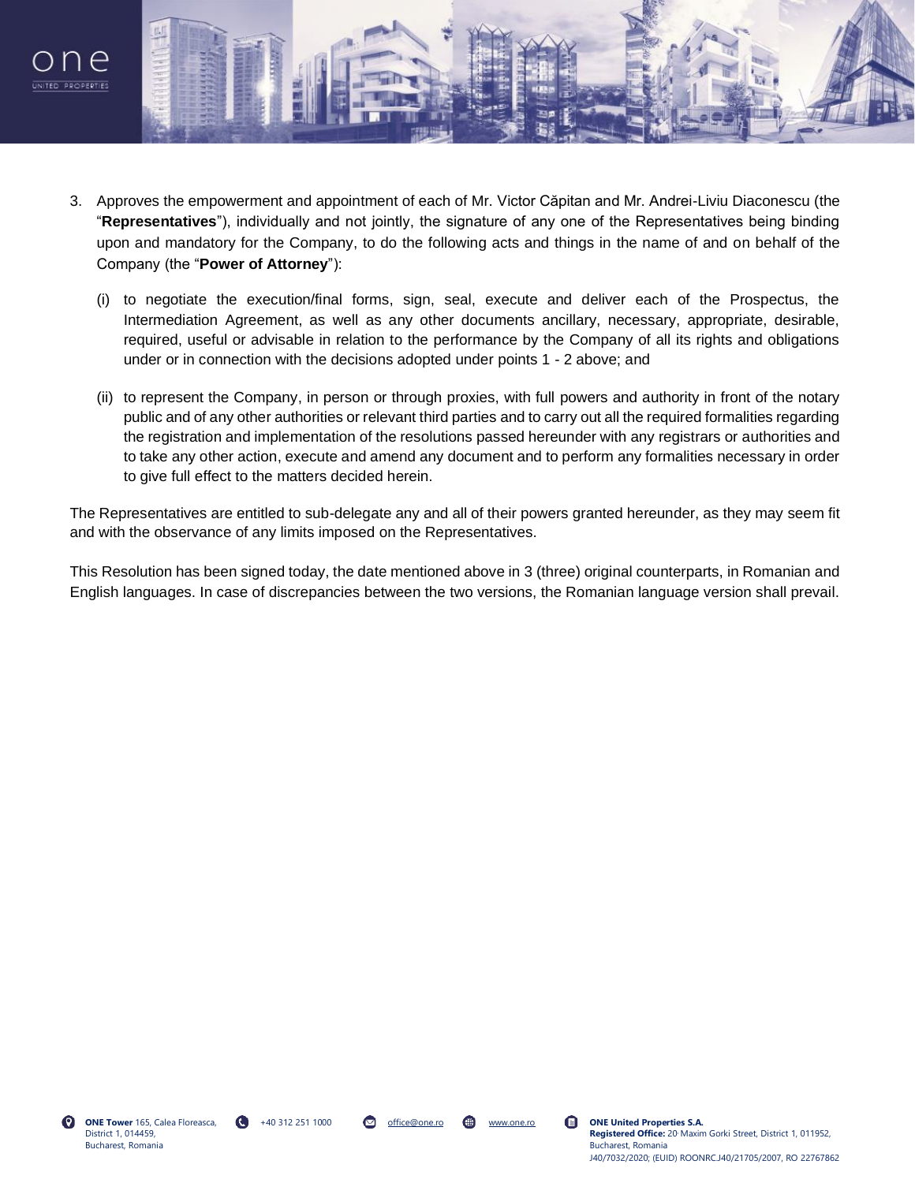3. Approves the empowerment and appointment of each of Mr. Victor Căpitan and Mr. Andrei-Liviu Diaconescu (the "**Representatives**"), individually and not jointly, the signature of any one of the Representatives being binding upon and mandatory for the Company, to do the following acts and things in the name of and on behalf of the Company (the "**Power of Attorney**"):

   (i) to negotiate the execution/final forms, sign, seal, execute and deliver each of the Prospectus, the Intermediation Agreement, as well as any other documents ancillary, necessary, appropriate, desirable, required, useful or advisable in relation to the performance by the Company of all its rights and obligations under or in connection with the decisions adopted under points 1 - 2 above; and

   (ii) to represent the Company, in person or through proxies, with full powers and authority in front of the notary public and of any other authorities or relevant third parties and to carry out all the required formalities regarding the registration and implementation of the resolutions passed hereunder with any registrars or authorities and to take any other action, execute and amend any document and to perform any formalities necessary in order to give full effect to the matters decided herein.

The Representatives are entitled to sub-delegate any and all of their powers granted hereunder, as they may seem fit and with the observance of any limits imposed on the Representatives.

This Resolution has been signed today, the date mentioned above in 3 (three) original counterparts, in Romanian and English languages. In case of discrepancies between the two versions, the Romanian language version shall prevail.